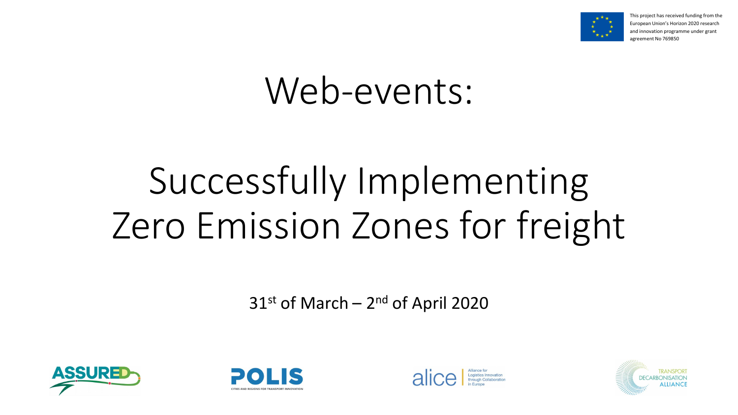This project has received funding from the European Union's Horizon 2020 research and innovation programme under grant agreement No 769850

# Web-events:

# Successfully Implementing Zero Emission Zones for freight

31st of March – 2nd of April 2020

ASSURED

POLIS — CITIES AND REGIONS FOR TRANSPORT INNOVATION

alice — Alliance for Logistics Innovation through Collaboration in Europe

TRANSPORT DECARBONISATION ALLIANCE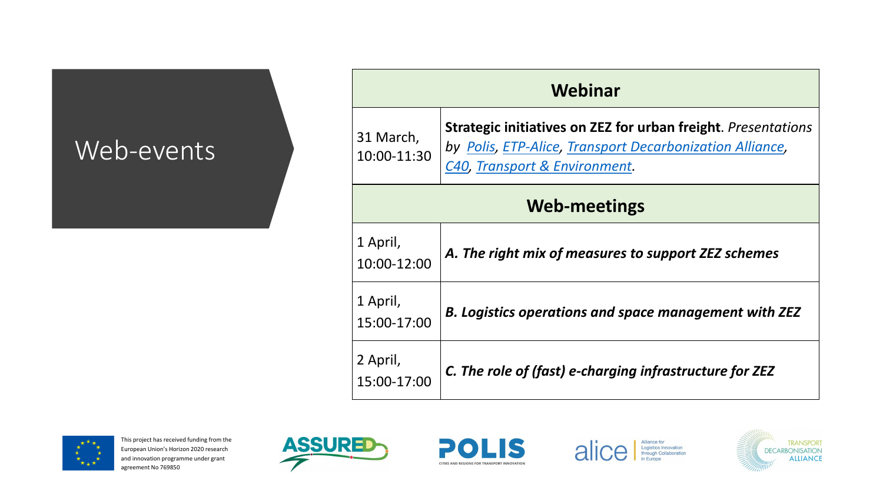# Web-events

| Webinar | |
|---|---|
| 31 March, 10:00-11:30 | **Strategic initiatives on ZEZ for urban freight**. *Presentations by Polis, ETP-Alice, Transport Decarbonization Alliance, C40, Transport & Environment.* |
| **Web-meetings** | |
| 1 April, 10:00-12:00 | ***A. The right mix of measures to support ZEZ schemes*** |
| 1 April, 15:00-17:00 | ***B. Logistics operations and space management with ZEZ*** |
| 2 April, 15:00-17:00 | ***C. The role of (fast) e-charging infrastructure for ZEZ*** |

This project has received funding from the European Union's Horizon 2020 research and innovation programme under grant agreement No 769850

ASSURED

POLIS
CITIES AND REGIONS FOR TRANSPORT INNOVATION

alice | Alliance for Logistics Innovation through Collaboration in Europe

TRANSPORT DECARBONISATION ALLIANCE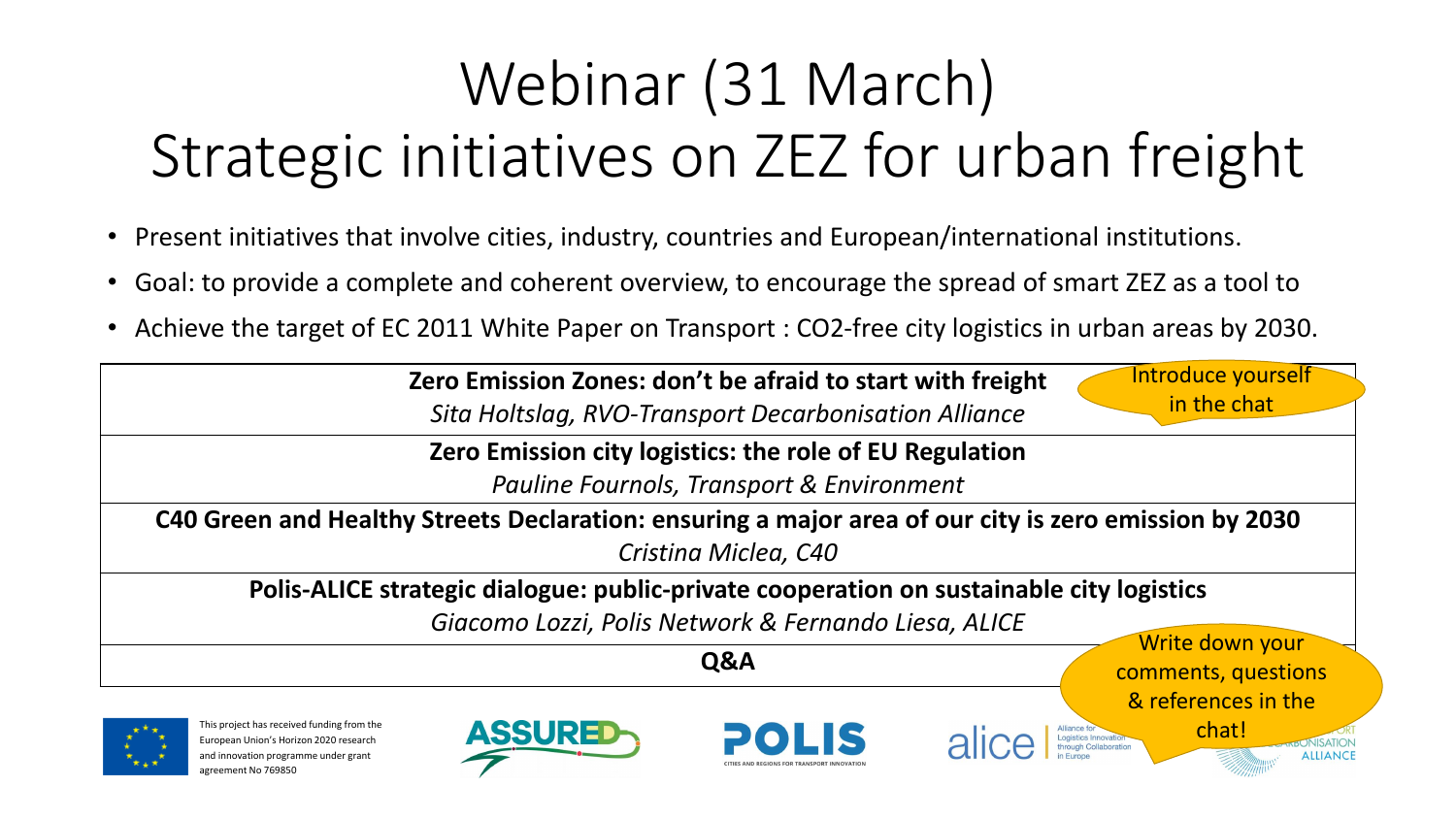# Webinar (31 March)
# Strategic initiatives on ZEZ for urban freight

- Present initiatives that involve cities, industry, countries and European/international institutions.
- Goal: to provide a complete and coherent overview, to encourage the spread of smart ZEZ as a tool to
- Achieve the target of EC 2011 White Paper on Transport : $CO_2$-free city logistics in urban areas by 2030.

| Programme |
|---|
| **Zero Emission Zones: don't be afraid to start with freight**<br>*Sita Holtslag, RVO-Transport Decarbonisation Alliance* |
| **Zero Emission city logistics: the role of EU Regulation**<br>*Pauline Fournols, Transport & Environment* |
| **C40 Green and Healthy Streets Declaration: ensuring a major area of our city is zero emission by 2030**<br>*Cristina Miclea, C40* |
| **Polis-ALICE strategic dialogue: public-private cooperation on sustainable city logistics**<br>*Giacomo Lozzi, Polis Network & Fernando Liesa, ALICE* |
| **Q&A** |

Introduce yourself in the chat

Write down your comments, questions & references in the chat!

This project has received funding from the European Union's Horizon 2020 research and innovation programme under grant agreement No 769850

ASSURED | POLIS – Cities and Regions for Transport Innovation | alice – Alliance for Logistics Innovation through Collaboration in Europe | Transport Decarbonisation Alliance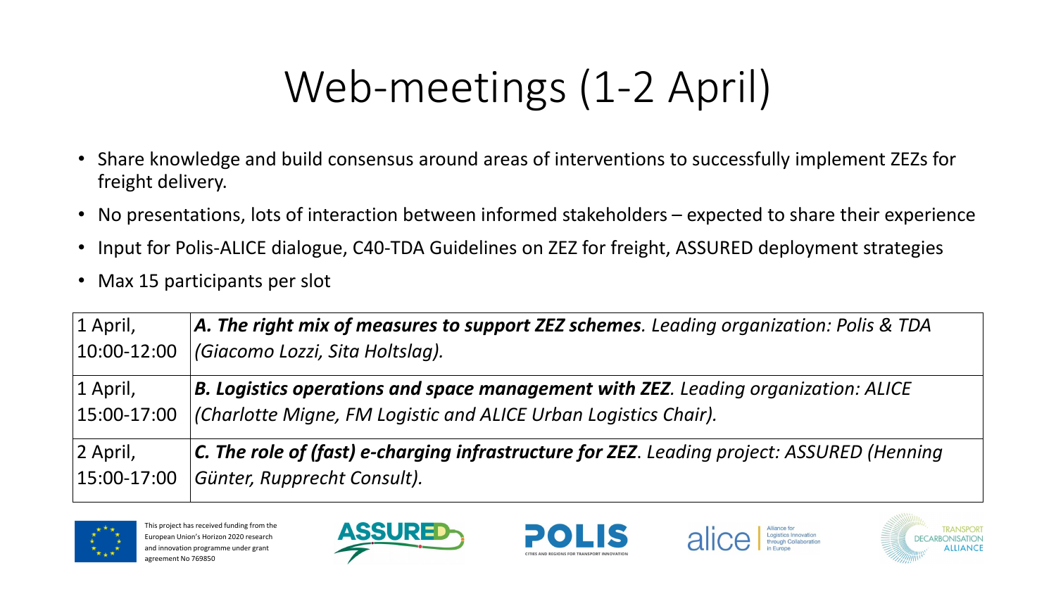# Web-meetings (1-2 April)

- Share knowledge and build consensus around areas of interventions to successfully implement ZEZs for freight delivery.
- No presentations, lots of interaction between informed stakeholders – expected to share their experience
- Input for Polis-ALICE dialogue, C40-TDA Guidelines on ZEZ for freight, ASSURED deployment strategies
- Max 15 participants per slot

| | |
|---|---|
| 1 April, 10:00-12:00 | ***A. The right mix of measures to support ZEZ schemes**. Leading organization: Polis & TDA (Giacomo Lozzi, Sita Holtslag).* |
| 1 April, 15:00-17:00 | ***B. Logistics operations and space management with ZEZ**. Leading organization: ALICE (Charlotte Migne, FM Logistic and ALICE Urban Logistics Chair).* |
| 2 April, 15:00-17:00 | ***C. The role of (fast) e-charging infrastructure for ZEZ**. Leading project: ASSURED (Henning Günter, Rupprecht Consult).* |

This project has received funding from the European Union's Horizon 2020 research and innovation programme under grant agreement No 769850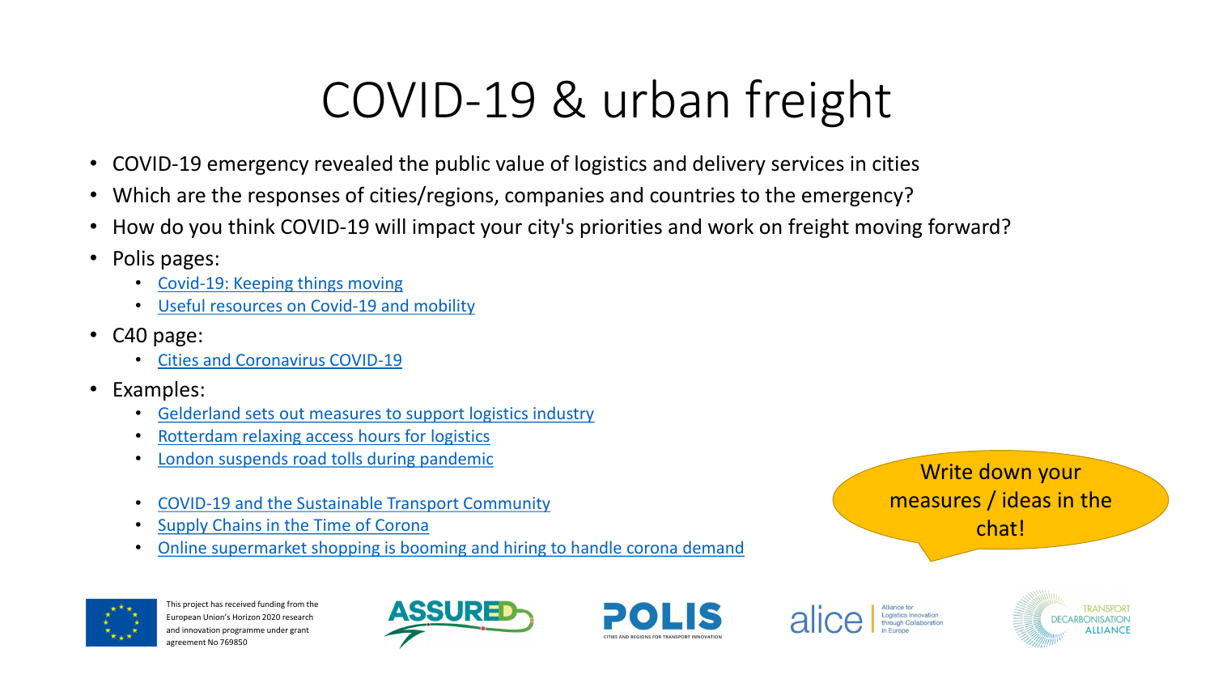# COVID-19 & urban freight

- COVID-19 emergency revealed the public value of logistics and delivery services in cities
- Which are the responses of cities/regions, companies and countries to the emergency?
- How do you think COVID-19 will impact your city's priorities and work on freight moving forward?
- Polis pages:
  - Covid-19: Keeping things moving
  - Useful resources on Covid-19 and mobility
- C40 page:
  - Cities and Coronavirus COVID-19
- Examples:
  - Gelderland sets out measures to support logistics industry
  - Rotterdam relaxing access hours for logistics
  - London suspends road tolls during pandemic

  - COVID-19 and the Sustainable Transport Community
  - Supply Chains in the Time of Corona
  - Online supermarket shopping is booming and hiring to handle corona demand

Write down your measures / ideas in the chat!

This project has received funding from the European Union's Horizon 2020 research and innovation programme under grant agreement No 769850

ASSURED

POLIS CITIES AND REGIONS FOR TRANSPORT INNOVATION

alice Alliance for Logistics Innovation through Collaboration in Europe

TRANSPORT DECARBONISATION ALLIANCE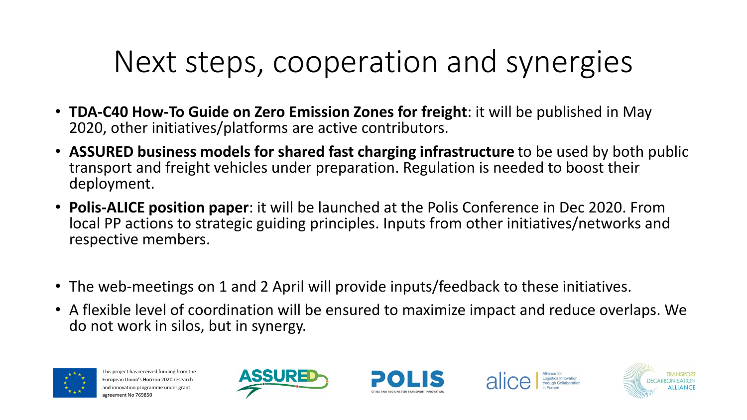# Next steps, cooperation and synergies

- **TDA-C40 How-To Guide on Zero Emission Zones for freight**: it will be published in May 2020, other initiatives/platforms are active contributors.
- **ASSURED business models for shared fast charging infrastructure** to be used by both public transport and freight vehicles under preparation. Regulation is needed to boost their deployment.
- **Polis-ALICE position paper**: it will be launched at the Polis Conference in Dec 2020. From local PP actions to strategic guiding principles. Inputs from other initiatives/networks and respective members.

- The web-meetings on 1 and 2 April will provide inputs/feedback to these initiatives.
- A flexible level of coordination will be ensured to maximize impact and reduce overlaps. We do not work in silos, but in synergy.

This project has received funding from the European Union's Horizon 2020 research and innovation programme under grant agreement No 769850

ASSURED

POLIS
CITIES AND REGIONS FOR TRANSPORT INNOVATION

alice | Alliance for Logistics Innovation through Collaboration in Europe

TRANSPORT DECARBONISATION ALLIANCE